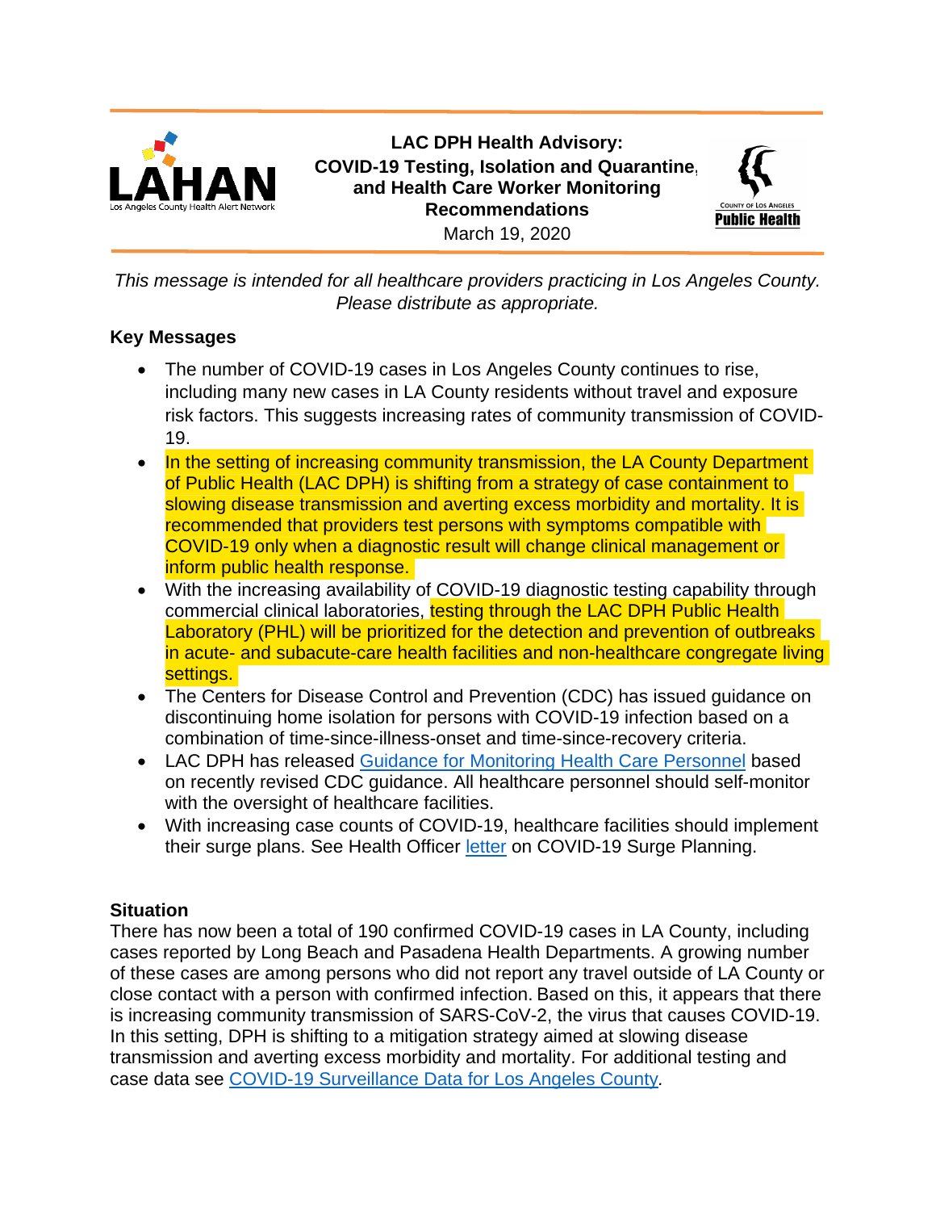# LAC DPH Health Advisory: COVID-19 Testing, Isolation and Quarantine, and Health Care Worker Monitoring Recommendations

March 19, 2020

*This message is intended for all healthcare providers practicing in Los Angeles County. Please distribute as appropriate.*

## Key Messages

- The number of COVID-19 cases in Los Angeles County continues to rise, including many new cases in LA County residents without travel and exposure risk factors. This suggests increasing rates of community transmission of COVID-19.
- In the setting of increasing community transmission, the LA County Department of Public Health (LAC DPH) is shifting from a strategy of case containment to slowing disease transmission and averting excess morbidity and mortality. It is recommended that providers test persons with symptoms compatible with COVID-19 only when a diagnostic result will change clinical management or inform public health response.
- With the increasing availability of COVID-19 diagnostic testing capability through commercial clinical laboratories, testing through the LAC DPH Public Health Laboratory (PHL) will be prioritized for the detection and prevention of outbreaks in acute- and subacute-care health facilities and non-healthcare congregate living settings.
- The Centers for Disease Control and Prevention (CDC) has issued guidance on discontinuing home isolation for persons with COVID-19 infection based on a combination of time-since-illness-onset and time-since-recovery criteria.
- LAC DPH has released Guidance for Monitoring Health Care Personnel based on recently revised CDC guidance. All healthcare personnel should self-monitor with the oversight of healthcare facilities.
- With increasing case counts of COVID-19, healthcare facilities should implement their surge plans. See Health Officer letter on COVID-19 Surge Planning.

## Situation

There has now been a total of 190 confirmed COVID-19 cases in LA County, including cases reported by Long Beach and Pasadena Health Departments. A growing number of these cases are among persons who did not report any travel outside of LA County or close contact with a person with confirmed infection. Based on this, it appears that there is increasing community transmission of SARS-CoV-2, the virus that causes COVID-19. In this setting, DPH is shifting to a mitigation strategy aimed at slowing disease transmission and averting excess morbidity and mortality. For additional testing and case data see COVID-19 Surveillance Data for Los Angeles County.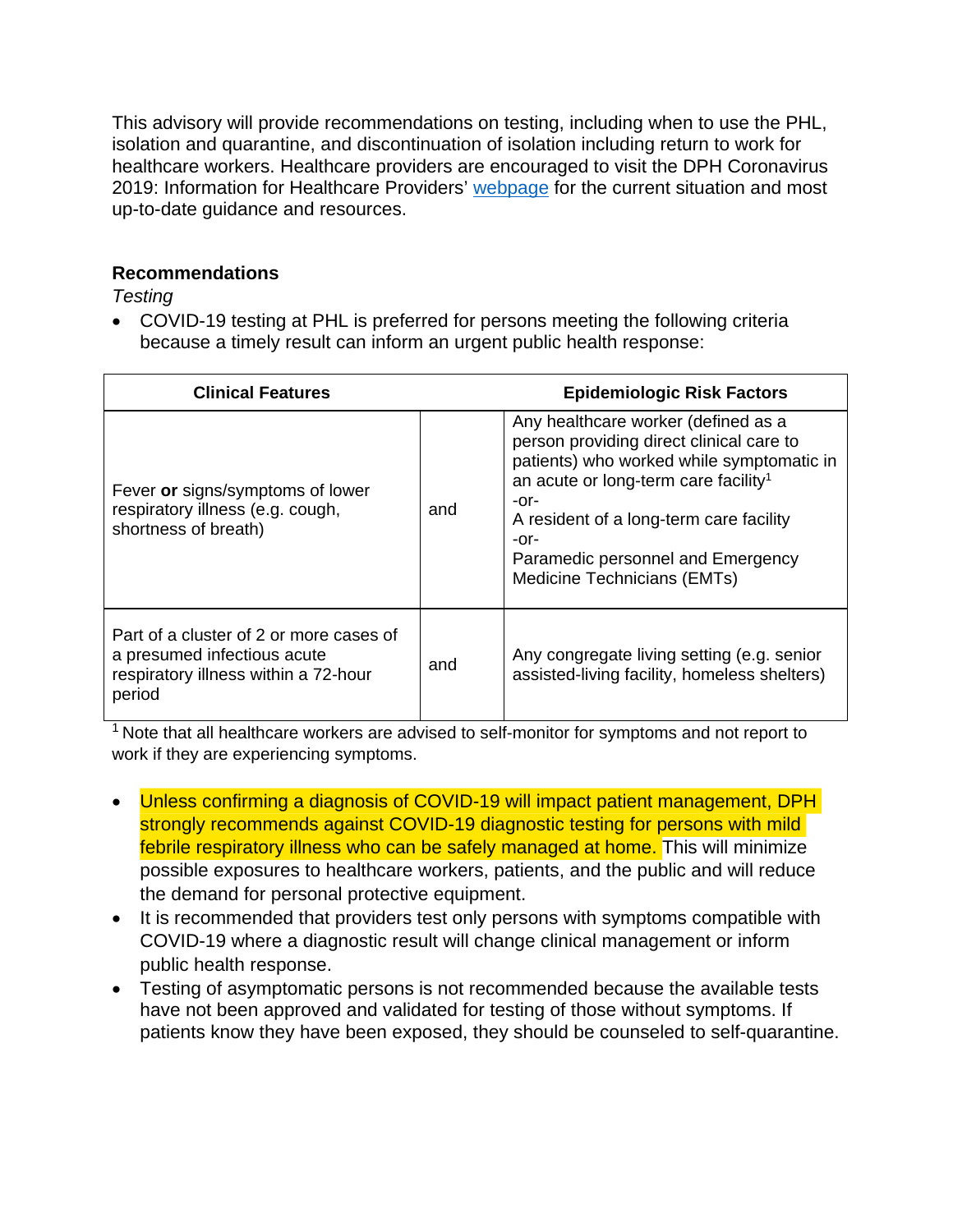This advisory will provide recommendations on testing, including when to use the PHL, isolation and quarantine, and discontinuation of isolation including return to work for healthcare workers. Healthcare providers are encouraged to visit the DPH Coronavirus 2019: Information for Healthcare Providers' [webpage](webpage) for the current situation and most up-to-date guidance and resources.

**Recommendations**

*Testing*

- COVID-19 testing at PHL is preferred for persons meeting the following criteria because a timely result can inform an urgent public health response:

| Clinical Features | | Epidemiologic Risk Factors |
|---|---|---|
| Fever **or** signs/symptoms of lower respiratory illness (e.g. cough, shortness of breath) | and | Any healthcare worker (defined as a person providing direct clinical care to patients) who worked while symptomatic in an acute or long-term care facility[1]<br>-or-<br>A resident of a long-term care facility<br>-or-<br>Paramedic personnel and Emergency Medicine Technicians (EMTs) |
| Part of a cluster of 2 or more cases of a presumed infectious acute respiratory illness within a 72-hour period | and | Any congregate living setting (e.g. senior assisted-living facility, homeless shelters) |

[1] Note that all healthcare workers are advised to self-monitor for symptoms and not report to work if they are experiencing symptoms.

- Unless confirming a diagnosis of COVID-19 will impact patient management, DPH strongly recommends against COVID-19 diagnostic testing for persons with mild febrile respiratory illness who can be safely managed at home. This will minimize possible exposures to healthcare workers, patients, and the public and will reduce the demand for personal protective equipment.
- It is recommended that providers test only persons with symptoms compatible with COVID-19 where a diagnostic result will change clinical management or inform public health response.
- Testing of asymptomatic persons is not recommended because the available tests have not been approved and validated for testing of those without symptoms. If patients know they have been exposed, they should be counseled to self-quarantine.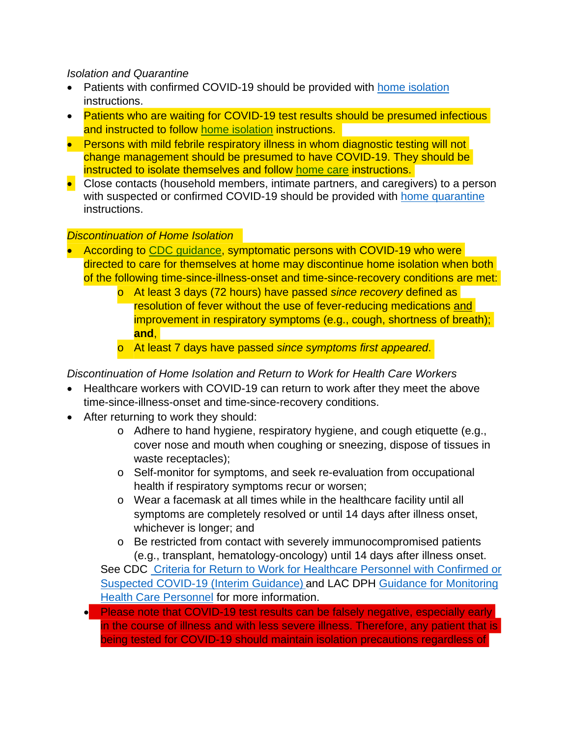*Isolation and Quarantine*

- Patients with confirmed COVID-19 should be provided with home isolation instructions.
- Patients who are waiting for COVID-19 test results should be presumed infectious and instructed to follow home isolation instructions.
- Persons with mild febrile respiratory illness in whom diagnostic testing will not change management should be presumed to have COVID-19. They should be instructed to isolate themselves and follow home care instructions.
- Close contacts (household members, intimate partners, and caregivers) to a person with suspected or confirmed COVID-19 should be provided with home quarantine instructions.

*Discontinuation of Home Isolation*

- According to CDC guidance, symptomatic persons with COVID-19 who were directed to care for themselves at home may discontinue home isolation when both of the following time-since-illness-onset and time-since-recovery conditions are met:
  - At least 3 days (72 hours) have passed *since recovery* defined as resolution of fever without the use of fever-reducing medications and improvement in respiratory symptoms (e.g., cough, shortness of breath); **and**,
  - At least 7 days have passed *since symptoms first appeared*.

*Discontinuation of Home Isolation and Return to Work for Health Care Workers*

- Healthcare workers with COVID-19 can return to work after they meet the above time-since-illness-onset and time-since-recovery conditions.
- After returning to work they should:
  - Adhere to hand hygiene, respiratory hygiene, and cough etiquette (e.g., cover nose and mouth when coughing or sneezing, dispose of tissues in waste receptacles);
  - Self-monitor for symptoms, and seek re-evaluation from occupational health if respiratory symptoms recur or worsen;
  - Wear a facemask at all times while in the healthcare facility until all symptoms are completely resolved or until 14 days after illness onset, whichever is longer; and
  - Be restricted from contact with severely immunocompromised patients (e.g., transplant, hematology-oncology) until 14 days after illness onset.

  See CDC Criteria for Return to Work for Healthcare Personnel with Confirmed or Suspected COVID-19 (Interim Guidance) and LAC DPH Guidance for Monitoring Health Care Personnel for more information.

- Please note that COVID-19 test results can be falsely negative, especially early in the course of illness and with less severe illness. Therefore, any patient that is being tested for COVID-19 should maintain isolation precautions regardless of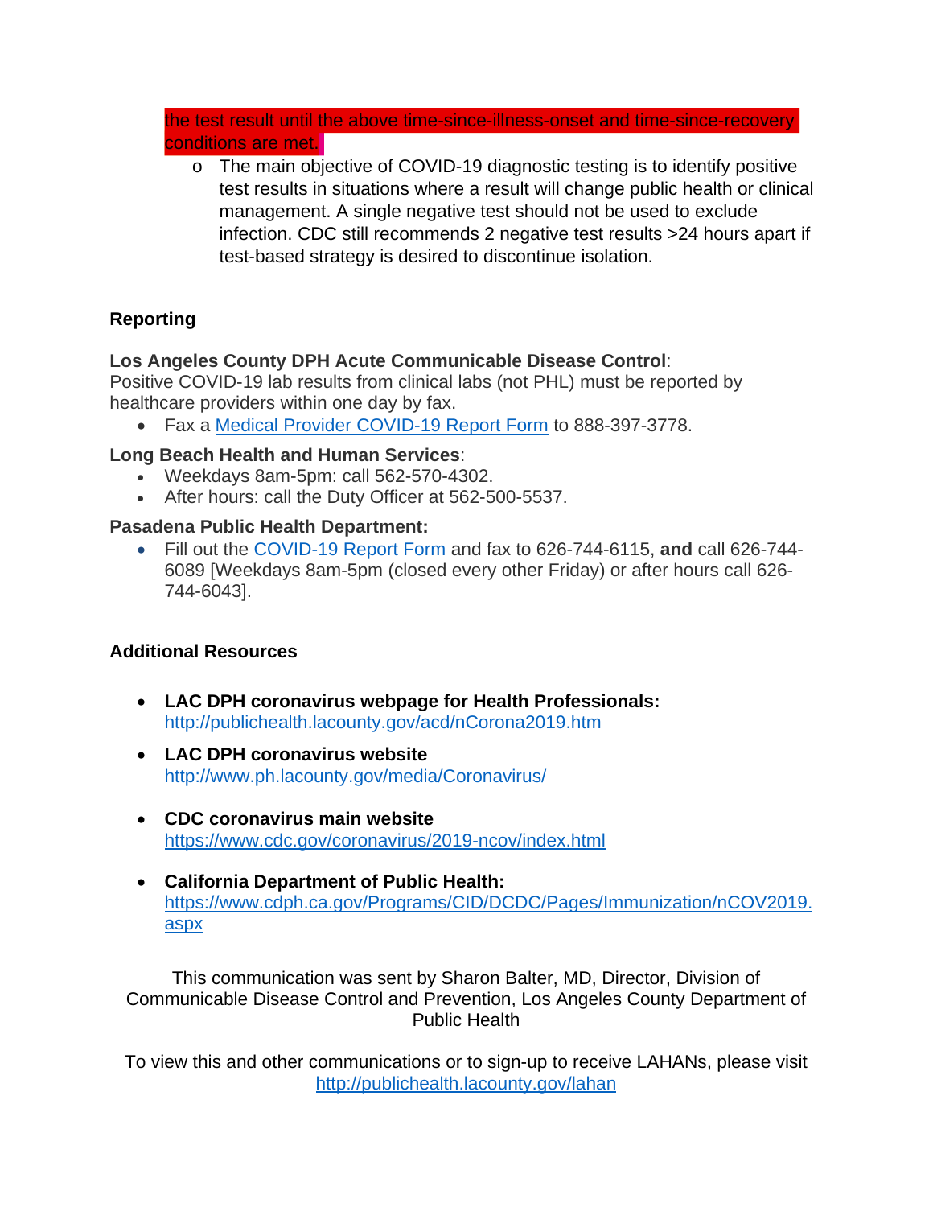the test result until the above time-since-illness-onset and time-since-recovery conditions are met.

- The main objective of COVID-19 diagnostic testing is to identify positive test results in situations where a result will change public health or clinical management. A single negative test should not be used to exclude infection. CDC still recommends 2 negative test results >24 hours apart if test-based strategy is desired to discontinue isolation.

**Reporting**

**Los Angeles County DPH Acute Communicable Disease Control**:
Positive COVID-19 lab results from clinical labs (not PHL) must be reported by healthcare providers within one day by fax.

- Fax a [Medical Provider COVID-19 Report Form] to 888-397-3778.

**Long Beach Health and Human Services**:

- Weekdays 8am-5pm: call 562-570-4302.
- After hours: call the Duty Officer at 562-500-5537.

**Pasadena Public Health Department:**

- Fill out the [COVID-19 Report Form] and fax to 626-744-6115, **and** call 626-744-6089 [Weekdays 8am-5pm (closed every other Friday) or after hours call 626-744-6043].

**Additional Resources**

- **LAC DPH coronavirus webpage for Health Professionals:** http://publichealth.lacounty.gov/acd/nCorona2019.htm
- **LAC DPH coronavirus website** http://www.ph.lacounty.gov/media/Coronavirus/
- **CDC coronavirus main website** https://www.cdc.gov/coronavirus/2019-ncov/index.html
- **California Department of Public Health:** https://www.cdph.ca.gov/Programs/CID/DCDC/Pages/Immunization/nCOV2019.aspx

This communication was sent by Sharon Balter, MD, Director, Division of Communicable Disease Control and Prevention, Los Angeles County Department of Public Health

To view this and other communications or to sign-up to receive LAHANs, please visit http://publichealth.lacounty.gov/lahan